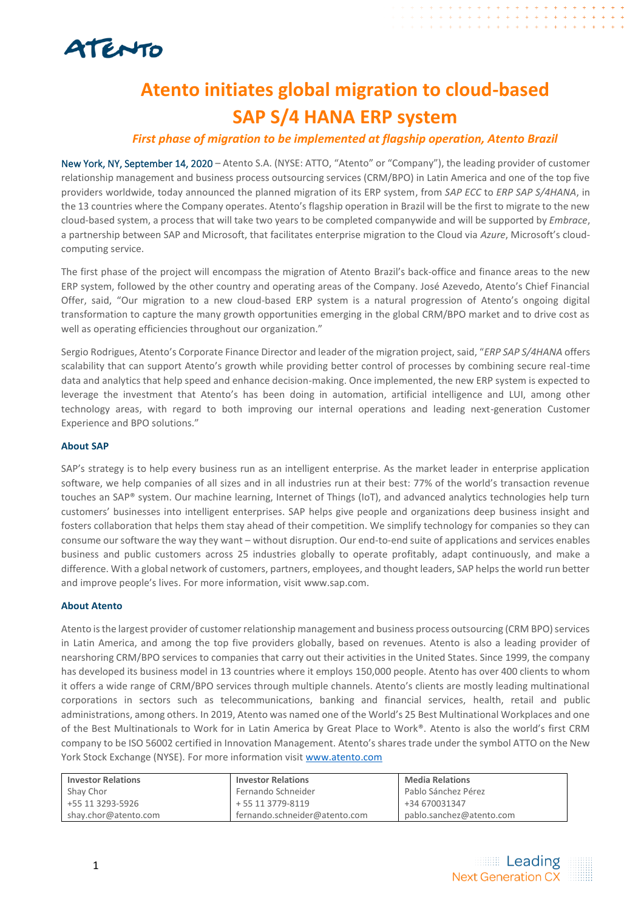# Atento initiates global migration to cloud-based SAP S/4 HANA ERP system

***First phase of migration to be implemented at flagship operation, Atento Brazil***

New York, NY, September 14, 2020 – Atento S.A. (NYSE: ATTO, "Atento" or "Company"), the leading provider of customer relationship management and business process outsourcing services (CRM/BPO) in Latin America and one of the top five providers worldwide, today announced the planned migration of its ERP system, from *SAP ECC* to *ERP SAP S/4HANA*, in the 13 countries where the Company operates. Atento's flagship operation in Brazil will be the first to migrate to the new cloud-based system, a process that will take two years to be completed companywide and will be supported by *Embrace*, a partnership between SAP and Microsoft, that facilitates enterprise migration to the Cloud via *Azure*, Microsoft's cloud-computing service.

The first phase of the project will encompass the migration of Atento Brazil's back-office and finance areas to the new ERP system, followed by the other country and operating areas of the Company. José Azevedo, Atento's Chief Financial Offer, said, "Our migration to a new cloud-based ERP system is a natural progression of Atento's ongoing digital transformation to capture the many growth opportunities emerging in the global CRM/BPO market and to drive cost as well as operating efficiencies throughout our organization."

Sergio Rodrigues, Atento's Corporate Finance Director and leader of the migration project, said, "*ERP SAP S/4HANA* offers scalability that can support Atento's growth while providing better control of processes by combining secure real-time data and analytics that help speed and enhance decision-making. Once implemented, the new ERP system is expected to leverage the investment that Atento's has been doing in automation, artificial intelligence and LUI, among other technology areas, with regard to both improving our internal operations and leading next-generation Customer Experience and BPO solutions."

**About SAP**

SAP's strategy is to help every business run as an intelligent enterprise. As the market leader in enterprise application software, we help companies of all sizes and in all industries run at their best: 77% of the world's transaction revenue touches an SAP® system. Our machine learning, Internet of Things (IoT), and advanced analytics technologies help turn customers' businesses into intelligent enterprises. SAP helps give people and organizations deep business insight and fosters collaboration that helps them stay ahead of their competition. We simplify technology for companies so they can consume our software the way they want – without disruption. Our end-to-end suite of applications and services enables business and public customers across 25 industries globally to operate profitably, adapt continuously, and make a difference. With a global network of customers, partners, employees, and thought leaders, SAP helps the world run better and improve people's lives. For more information, visit www.sap.com.

**About Atento**

Atento is the largest provider of customer relationship management and business process outsourcing (CRM BPO) services in Latin America, and among the top five providers globally, based on revenues. Atento is also a leading provider of nearshoring CRM/BPO services to companies that carry out their activities in the United States. Since 1999, the company has developed its business model in 13 countries where it employs 150,000 people. Atento has over 400 clients to whom it offers a wide range of CRM/BPO services through multiple channels. Atento's clients are mostly leading multinational corporations in sectors such as telecommunications, banking and financial services, health, retail and public administrations, among others. In 2019, Atento was named one of the World's 25 Best Multinational Workplaces and one of the Best Multinationals to Work for in Latin America by Great Place to Work®. Atento is also the world's first CRM company to be ISO 56002 certified in Innovation Management. Atento's shares trade under the symbol ATTO on the New York Stock Exchange (NYSE). For more information visit www.atento.com

| Investor Relations | Investor Relations | Media Relations |
|---|---|---|
| Shay Chor | Fernando Schneider | Pablo Sánchez Pérez |
| +55 11 3293-5926 | + 55 11 3779-8119 | +34 670031347 |
| shay.chor@atento.com | fernando.schneider@atento.com | pablo.sanchez@atento.com |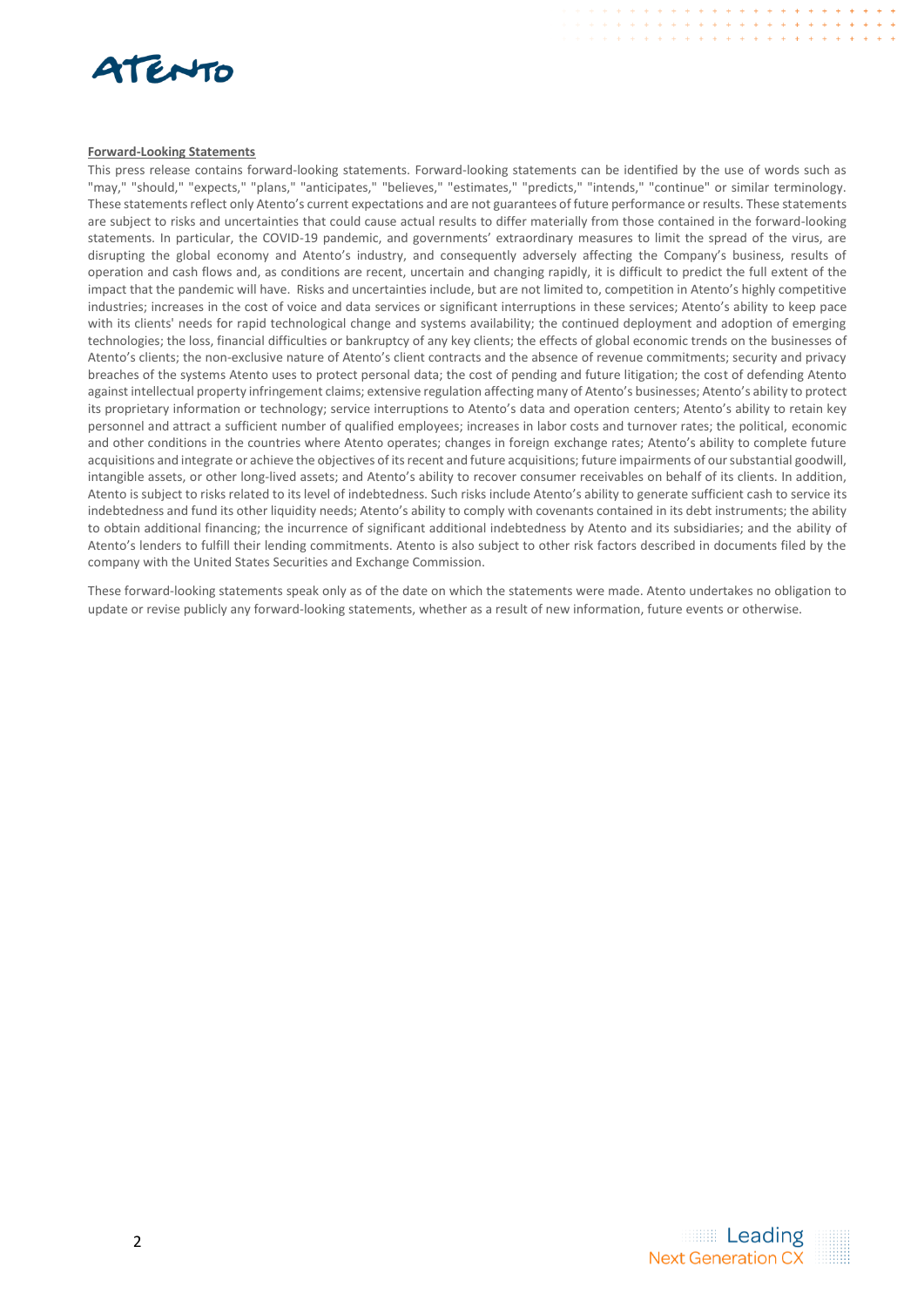**Forward-Looking Statements**

This press release contains forward-looking statements. Forward-looking statements can be identified by the use of words such as "may," "should," "expects," "plans," "anticipates," "believes," "estimates," "predicts," "intends," "continue" or similar terminology. These statements reflect only Atento's current expectations and are not guarantees of future performance or results. These statements are subject to risks and uncertainties that could cause actual results to differ materially from those contained in the forward-looking statements. In particular, the COVID-19 pandemic, and governments' extraordinary measures to limit the spread of the virus, are disrupting the global economy and Atento's industry, and consequently adversely affecting the Company's business, results of operation and cash flows and, as conditions are recent, uncertain and changing rapidly, it is difficult to predict the full extent of the impact that the pandemic will have. Risks and uncertainties include, but are not limited to, competition in Atento's highly competitive industries; increases in the cost of voice and data services or significant interruptions in these services; Atento's ability to keep pace with its clients' needs for rapid technological change and systems availability; the continued deployment and adoption of emerging technologies; the loss, financial difficulties or bankruptcy of any key clients; the effects of global economic trends on the businesses of Atento's clients; the non-exclusive nature of Atento's client contracts and the absence of revenue commitments; security and privacy breaches of the systems Atento uses to protect personal data; the cost of pending and future litigation; the cost of defending Atento against intellectual property infringement claims; extensive regulation affecting many of Atento's businesses; Atento's ability to protect its proprietary information or technology; service interruptions to Atento's data and operation centers; Atento's ability to retain key personnel and attract a sufficient number of qualified employees; increases in labor costs and turnover rates; the political, economic and other conditions in the countries where Atento operates; changes in foreign exchange rates; Atento's ability to complete future acquisitions and integrate or achieve the objectives of its recent and future acquisitions; future impairments of our substantial goodwill, intangible assets, or other long-lived assets; and Atento's ability to recover consumer receivables on behalf of its clients. In addition, Atento is subject to risks related to its level of indebtedness. Such risks include Atento's ability to generate sufficient cash to service its indebtedness and fund its other liquidity needs; Atento's ability to comply with covenants contained in its debt instruments; the ability to obtain additional financing; the incurrence of significant additional indebtedness by Atento and its subsidiaries; and the ability of Atento's lenders to fulfill their lending commitments. Atento is also subject to other risk factors described in documents filed by the company with the United States Securities and Exchange Commission.

These forward-looking statements speak only as of the date on which the statements were made. Atento undertakes no obligation to update or revise publicly any forward-looking statements, whether as a result of new information, future events or otherwise.